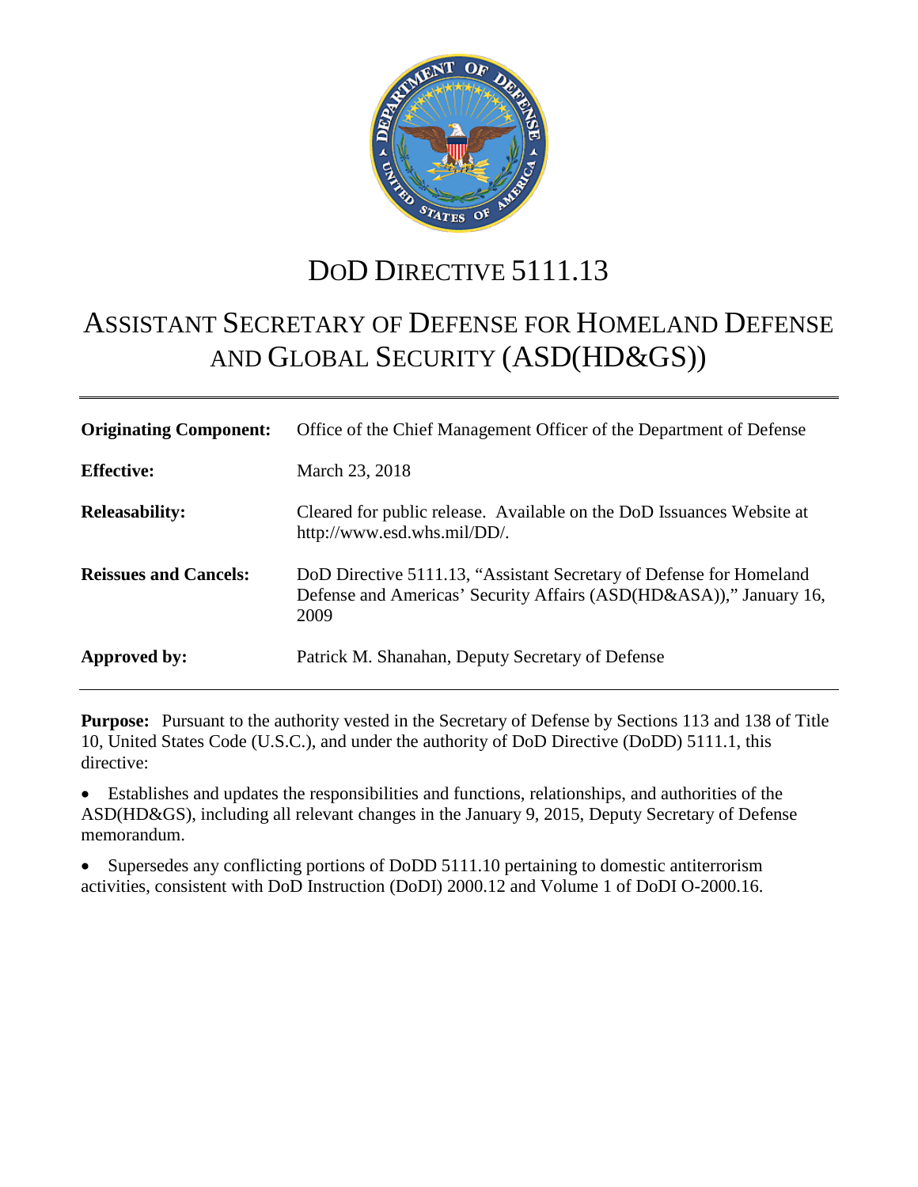# DoD DIRECTIVE 5111.13

# ASSISTANT SECRETARY OF DEFENSE FOR HOMELAND DEFENSE AND GLOBAL SECURITY (ASD(HD&GS))

| | |
|---|---|
| **Originating Component:** | Office of the Chief Management Officer of the Department of Defense |
| **Effective:** | March 23, 2018 |
| **Releasability:** | Cleared for public release. Available on the DoD Issuances Website at http://www.esd.whs.mil/DD/. |
| **Reissues and Cancels:** | DoD Directive 5111.13, "Assistant Secretary of Defense for Homeland Defense and Americas' Security Affairs (ASD(HD&ASA))," January 16, 2009 |
| **Approved by:** | Patrick M. Shanahan, Deputy Secretary of Defense |

**Purpose:** Pursuant to the authority vested in the Secretary of Defense by Sections 113 and 138 of Title 10, United States Code (U.S.C.), and under the authority of DoD Directive (DoDD) 5111.1, this directive:

- Establishes and updates the responsibilities and functions, relationships, and authorities of the ASD(HD&GS), including all relevant changes in the January 9, 2015, Deputy Secretary of Defense memorandum.
- Supersedes any conflicting portions of DoDD 5111.10 pertaining to domestic antiterrorism activities, consistent with DoD Instruction (DoDI) 2000.12 and Volume 1 of DoDI O-2000.16.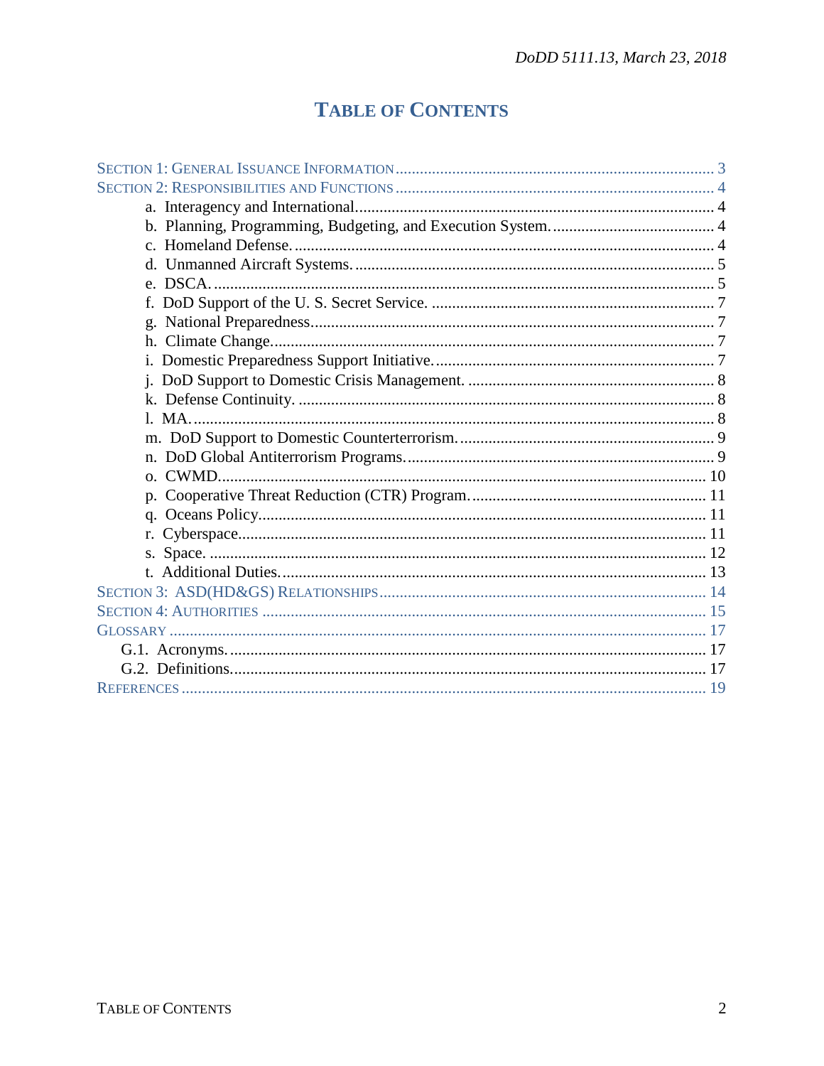# TABLE OF CONTENTS

SECTION 1: GENERAL ISSUANCE INFORMATION ... 3
SECTION 2: RESPONSIBILITIES AND FUNCTIONS ... 4
- a. Interagency and International ... 4
- b. Planning, Programming, Budgeting, and Execution System. ... 4
- c. Homeland Defense. ... 4
- d. Unmanned Aircraft Systems. ... 5
- e. DSCA. ... 5
- f. DoD Support of the U. S. Secret Service. ... 7
- g. National Preparedness ... 7
- h. Climate Change ... 7
- i. Domestic Preparedness Support Initiative. ... 7
- j. DoD Support to Domestic Crisis Management. ... 8
- k. Defense Continuity. ... 8
- l. MA. ... 8
- m. DoD Support to Domestic Counterterrorism. ... 9
- n. DoD Global Antiterrorism Programs. ... 9
- o. CWMD ... 10
- p. Cooperative Threat Reduction (CTR) Program. ... 11
- q. Oceans Policy ... 11
- r. Cyberspace ... 11
- s. Space. ... 12
- t. Additional Duties. ... 13

SECTION 3: ASD(HD&GS) RELATIONSHIPS ... 14
SECTION 4: AUTHORITIES ... 15
GLOSSARY ... 17
- G.1. Acronyms. ... 17
- G.2. Definitions. ... 17

REFERENCES ... 19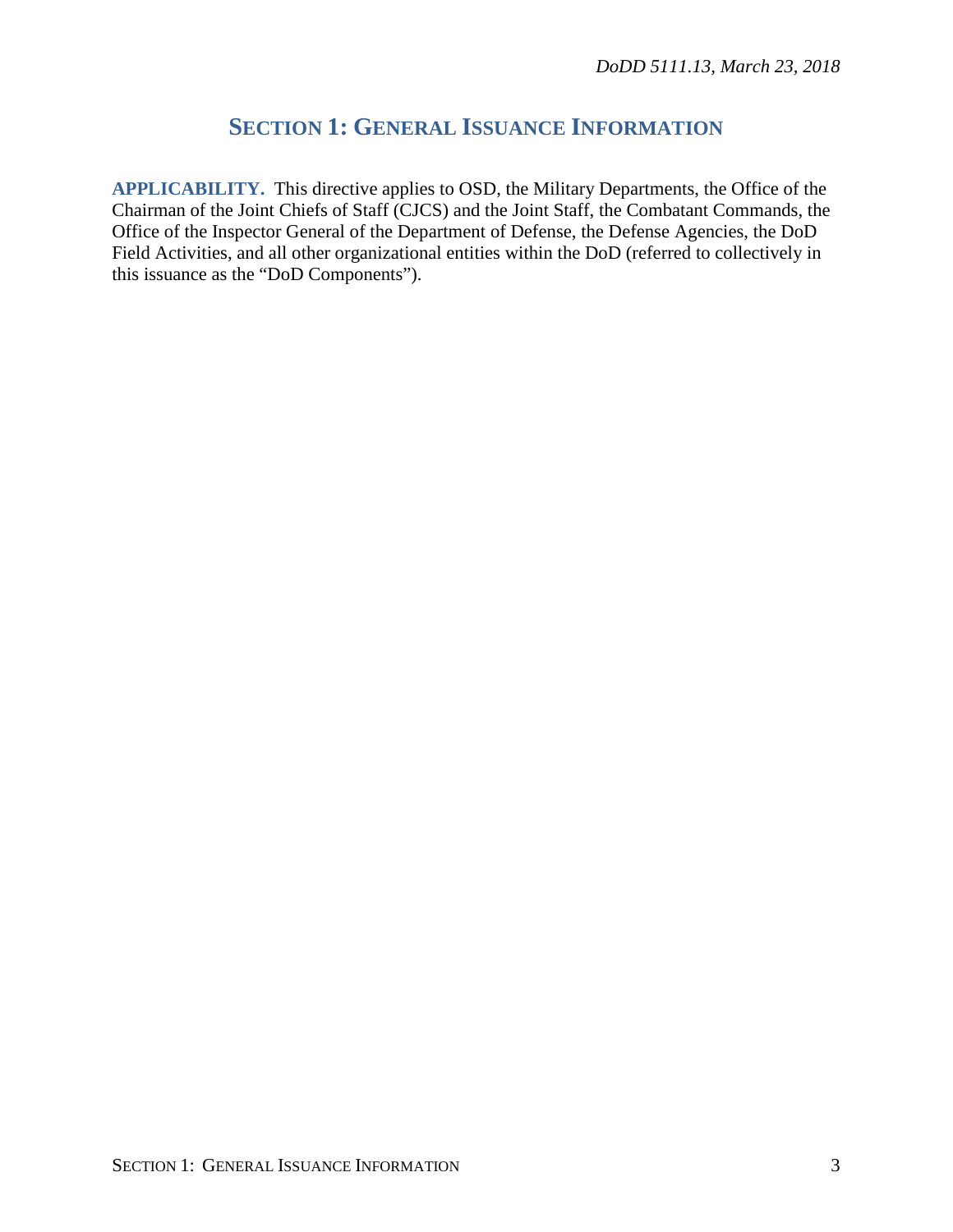# SECTION 1: GENERAL ISSUANCE INFORMATION

**APPLICABILITY.** This directive applies to OSD, the Military Departments, the Office of the Chairman of the Joint Chiefs of Staff (CJCS) and the Joint Staff, the Combatant Commands, the Office of the Inspector General of the Department of Defense, the Defense Agencies, the DoD Field Activities, and all other organizational entities within the DoD (referred to collectively in this issuance as the "DoD Components").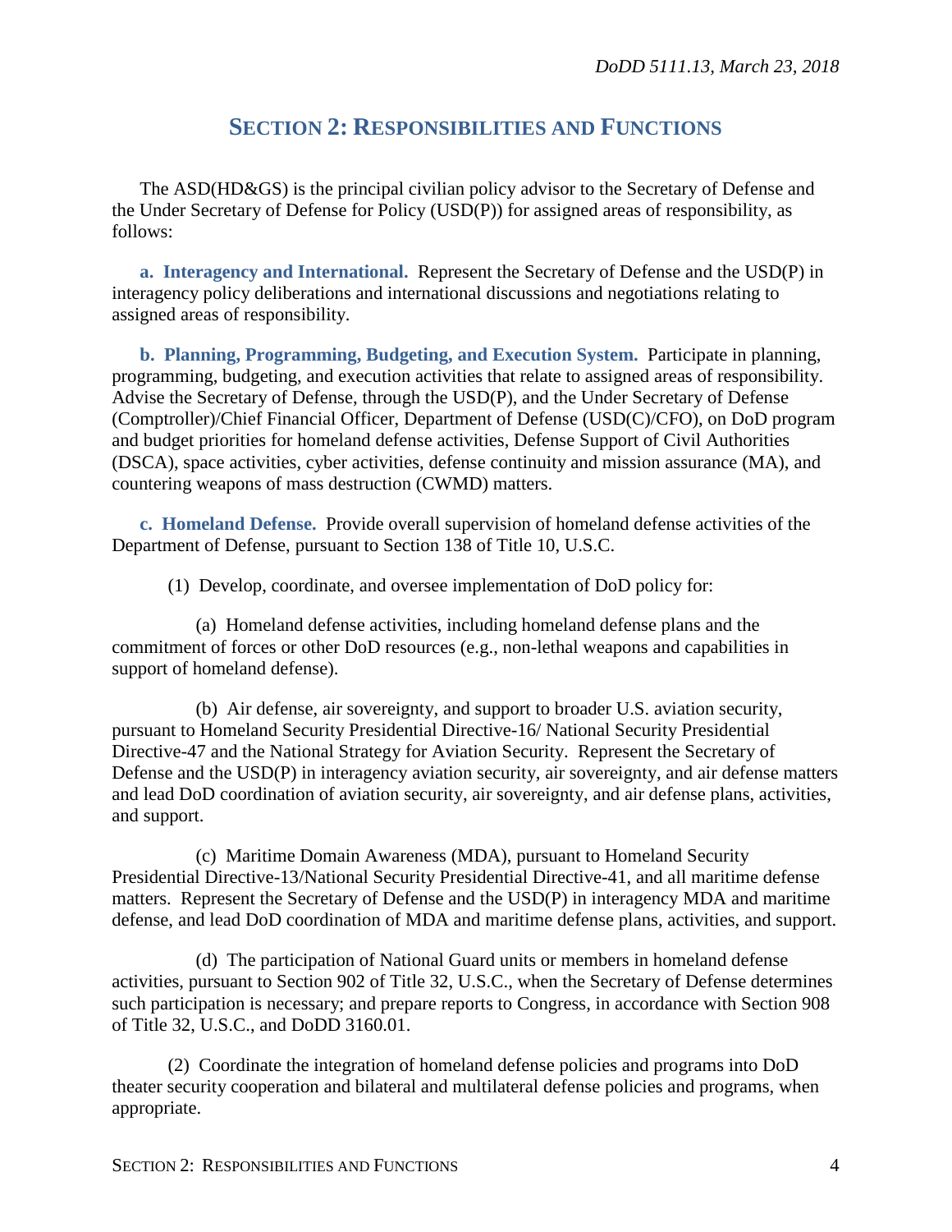## SECTION 2: RESPONSIBILITIES AND FUNCTIONS

The ASD(HD&GS) is the principal civilian policy advisor to the Secretary of Defense and the Under Secretary of Defense for Policy (USD(P)) for assigned areas of responsibility, as follows:

**a. Interagency and International.** Represent the Secretary of Defense and the USD(P) in interagency policy deliberations and international discussions and negotiations relating to assigned areas of responsibility.

**b. Planning, Programming, Budgeting, and Execution System.** Participate in planning, programming, budgeting, and execution activities that relate to assigned areas of responsibility. Advise the Secretary of Defense, through the USD(P), and the Under Secretary of Defense (Comptroller)/Chief Financial Officer, Department of Defense (USD(C)/CFO), on DoD program and budget priorities for homeland defense activities, Defense Support of Civil Authorities (DSCA), space activities, cyber activities, defense continuity and mission assurance (MA), and countering weapons of mass destruction (CWMD) matters.

**c. Homeland Defense.** Provide overall supervision of homeland defense activities of the Department of Defense, pursuant to Section 138 of Title 10, U.S.C.

(1) Develop, coordinate, and oversee implementation of DoD policy for:

(a) Homeland defense activities, including homeland defense plans and the commitment of forces or other DoD resources (e.g., non-lethal weapons and capabilities in support of homeland defense).

(b) Air defense, air sovereignty, and support to broader U.S. aviation security, pursuant to Homeland Security Presidential Directive-16/ National Security Presidential Directive-47 and the National Strategy for Aviation Security. Represent the Secretary of Defense and the USD(P) in interagency aviation security, air sovereignty, and air defense matters and lead DoD coordination of aviation security, air sovereignty, and air defense plans, activities, and support.

(c) Maritime Domain Awareness (MDA), pursuant to Homeland Security Presidential Directive-13/National Security Presidential Directive-41, and all maritime defense matters. Represent the Secretary of Defense and the USD(P) in interagency MDA and maritime defense, and lead DoD coordination of MDA and maritime defense plans, activities, and support.

(d) The participation of National Guard units or members in homeland defense activities, pursuant to Section 902 of Title 32, U.S.C., when the Secretary of Defense determines such participation is necessary; and prepare reports to Congress, in accordance with Section 908 of Title 32, U.S.C., and DoDD 3160.01.

(2) Coordinate the integration of homeland defense policies and programs into DoD theater security cooperation and bilateral and multilateral defense policies and programs, when appropriate.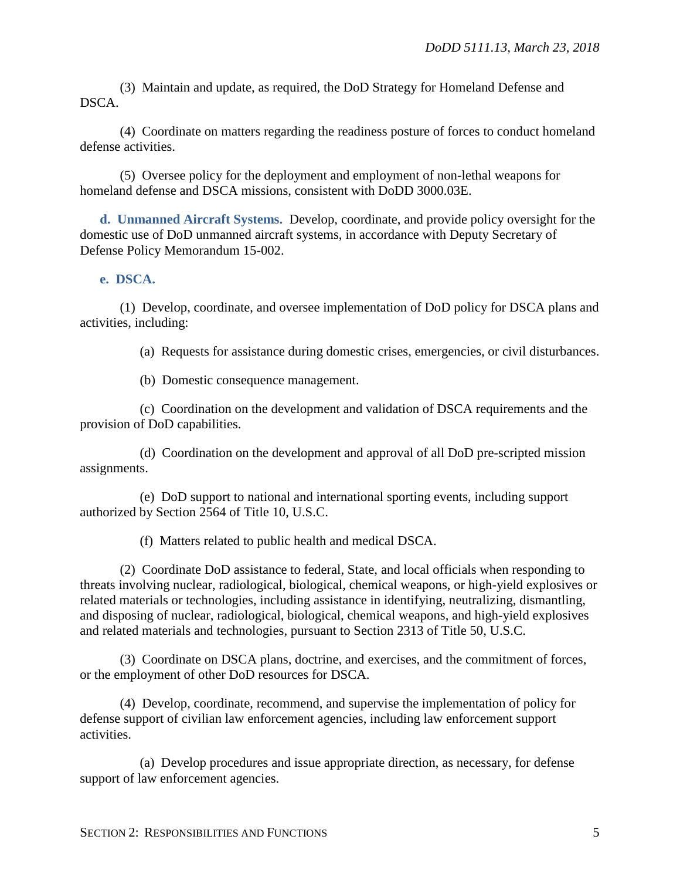(3) Maintain and update, as required, the DoD Strategy for Homeland Defense and DSCA.

(4) Coordinate on matters regarding the readiness posture of forces to conduct homeland defense activities.

(5) Oversee policy for the deployment and employment of non-lethal weapons for homeland defense and DSCA missions, consistent with DoDD 3000.03E.

**d. Unmanned Aircraft Systems.** Develop, coordinate, and provide policy oversight for the domestic use of DoD unmanned aircraft systems, in accordance with Deputy Secretary of Defense Policy Memorandum 15-002.

**e. DSCA.**

(1) Develop, coordinate, and oversee implementation of DoD policy for DSCA plans and activities, including:

(a) Requests for assistance during domestic crises, emergencies, or civil disturbances.

(b) Domestic consequence management.

(c) Coordination on the development and validation of DSCA requirements and the provision of DoD capabilities.

(d) Coordination on the development and approval of all DoD pre-scripted mission assignments.

(e) DoD support to national and international sporting events, including support authorized by Section 2564 of Title 10, U.S.C.

(f) Matters related to public health and medical DSCA.

(2) Coordinate DoD assistance to federal, State, and local officials when responding to threats involving nuclear, radiological, biological, chemical weapons, or high-yield explosives or related materials or technologies, including assistance in identifying, neutralizing, dismantling, and disposing of nuclear, radiological, biological, chemical weapons, and high-yield explosives and related materials and technologies, pursuant to Section 2313 of Title 50, U.S.C.

(3) Coordinate on DSCA plans, doctrine, and exercises, and the commitment of forces, or the employment of other DoD resources for DSCA.

(4) Develop, coordinate, recommend, and supervise the implementation of policy for defense support of civilian law enforcement agencies, including law enforcement support activities.

(a) Develop procedures and issue appropriate direction, as necessary, for defense support of law enforcement agencies.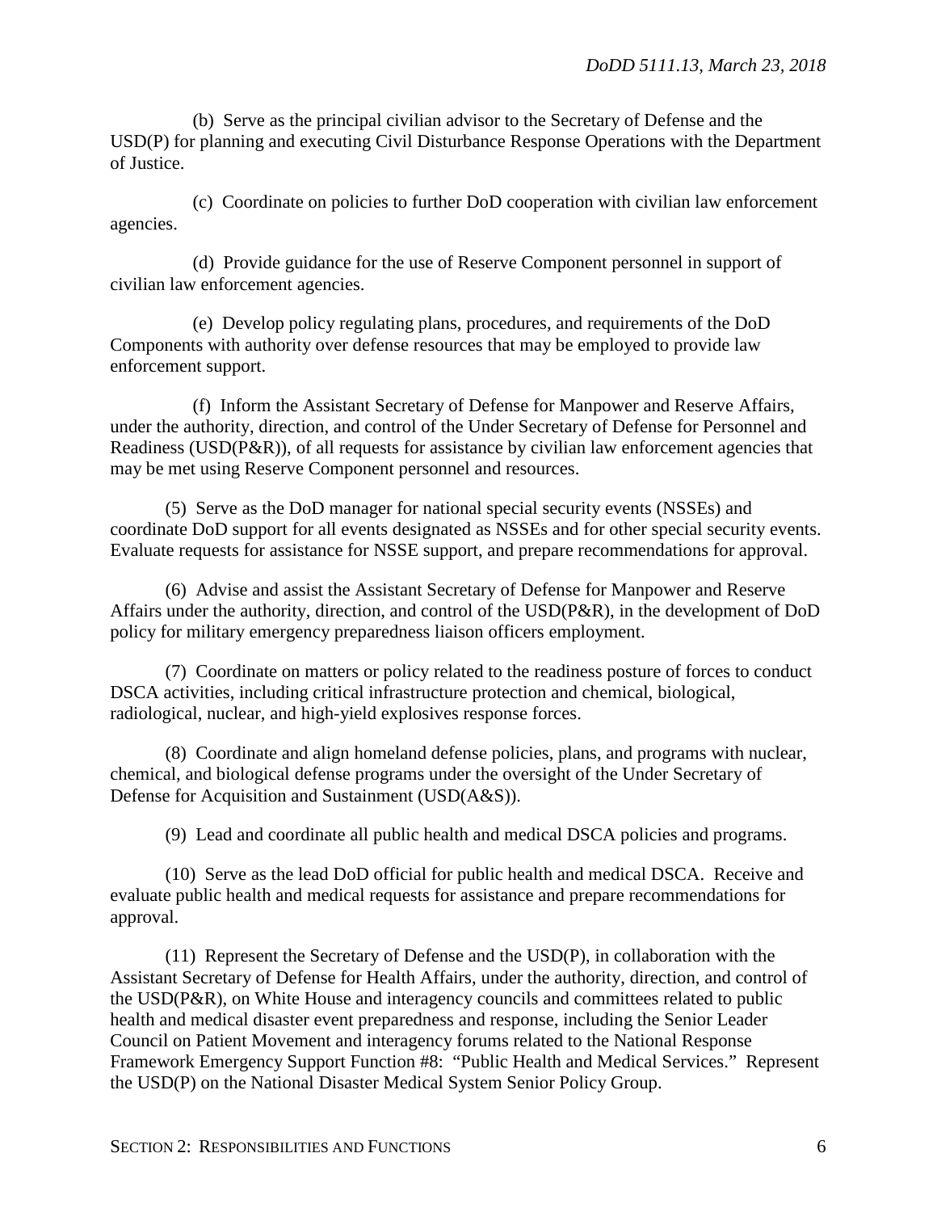(b) Serve as the principal civilian advisor to the Secretary of Defense and the USD(P) for planning and executing Civil Disturbance Response Operations with the Department of Justice.

(c) Coordinate on policies to further DoD cooperation with civilian law enforcement agencies.

(d) Provide guidance for the use of Reserve Component personnel in support of civilian law enforcement agencies.

(e) Develop policy regulating plans, procedures, and requirements of the DoD Components with authority over defense resources that may be employed to provide law enforcement support.

(f) Inform the Assistant Secretary of Defense for Manpower and Reserve Affairs, under the authority, direction, and control of the Under Secretary of Defense for Personnel and Readiness (USD(P&R)), of all requests for assistance by civilian law enforcement agencies that may be met using Reserve Component personnel and resources.

(5) Serve as the DoD manager for national special security events (NSSEs) and coordinate DoD support for all events designated as NSSEs and for other special security events. Evaluate requests for assistance for NSSE support, and prepare recommendations for approval.

(6) Advise and assist the Assistant Secretary of Defense for Manpower and Reserve Affairs under the authority, direction, and control of the USD(P&R), in the development of DoD policy for military emergency preparedness liaison officers employment.

(7) Coordinate on matters or policy related to the readiness posture of forces to conduct DSCA activities, including critical infrastructure protection and chemical, biological, radiological, nuclear, and high-yield explosives response forces.

(8) Coordinate and align homeland defense policies, plans, and programs with nuclear, chemical, and biological defense programs under the oversight of the Under Secretary of Defense for Acquisition and Sustainment (USD(A&S)).

(9) Lead and coordinate all public health and medical DSCA policies and programs.

(10) Serve as the lead DoD official for public health and medical DSCA. Receive and evaluate public health and medical requests for assistance and prepare recommendations for approval.

(11) Represent the Secretary of Defense and the USD(P), in collaboration with the Assistant Secretary of Defense for Health Affairs, under the authority, direction, and control of the USD(P&R), on White House and interagency councils and committees related to public health and medical disaster event preparedness and response, including the Senior Leader Council on Patient Movement and interagency forums related to the National Response Framework Emergency Support Function #8: "Public Health and Medical Services." Represent the USD(P) on the National Disaster Medical System Senior Policy Group.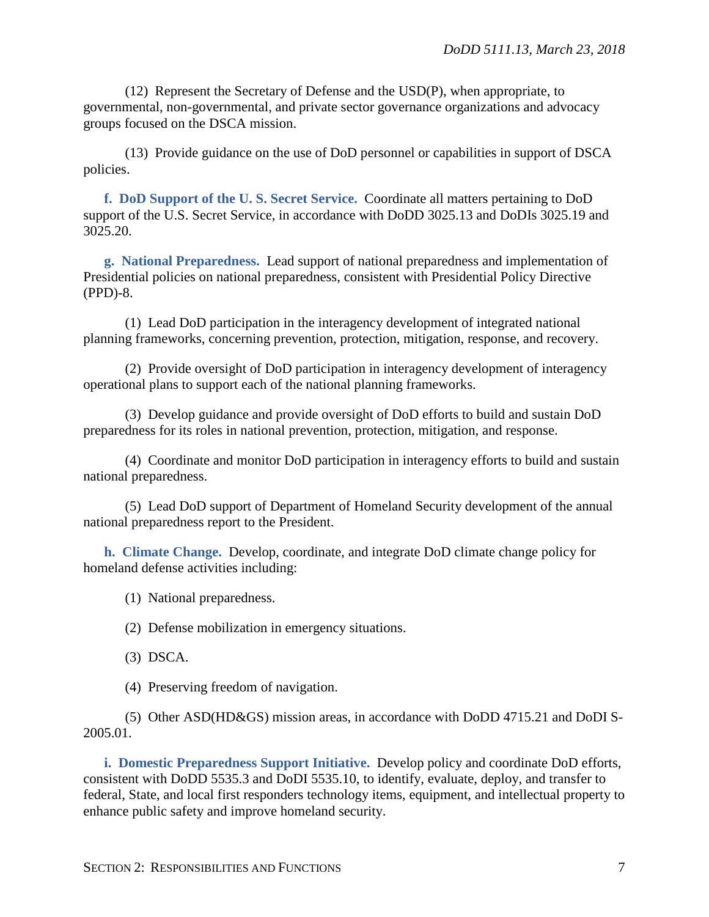(12) Represent the Secretary of Defense and the USD(P), when appropriate, to governmental, non-governmental, and private sector governance organizations and advocacy groups focused on the DSCA mission.

(13) Provide guidance on the use of DoD personnel or capabilities in support of DSCA policies.

**f. DoD Support of the U. S. Secret Service.** Coordinate all matters pertaining to DoD support of the U.S. Secret Service, in accordance with DoDD 3025.13 and DoDIs 3025.19 and 3025.20.

**g. National Preparedness.** Lead support of national preparedness and implementation of Presidential policies on national preparedness, consistent with Presidential Policy Directive (PPD)-8.

(1) Lead DoD participation in the interagency development of integrated national planning frameworks, concerning prevention, protection, mitigation, response, and recovery.

(2) Provide oversight of DoD participation in interagency development of interagency operational plans to support each of the national planning frameworks.

(3) Develop guidance and provide oversight of DoD efforts to build and sustain DoD preparedness for its roles in national prevention, protection, mitigation, and response.

(4) Coordinate and monitor DoD participation in interagency efforts to build and sustain national preparedness.

(5) Lead DoD support of Department of Homeland Security development of the annual national preparedness report to the President.

**h. Climate Change.** Develop, coordinate, and integrate DoD climate change policy for homeland defense activities including:

(1) National preparedness.

(2) Defense mobilization in emergency situations.

(3) DSCA.

(4) Preserving freedom of navigation.

(5) Other ASD(HD&GS) mission areas, in accordance with DoDD 4715.21 and DoDI S-2005.01.

**i. Domestic Preparedness Support Initiative.** Develop policy and coordinate DoD efforts, consistent with DoDD 5535.3 and DoDI 5535.10, to identify, evaluate, deploy, and transfer to federal, State, and local first responders technology items, equipment, and intellectual property to enhance public safety and improve homeland security.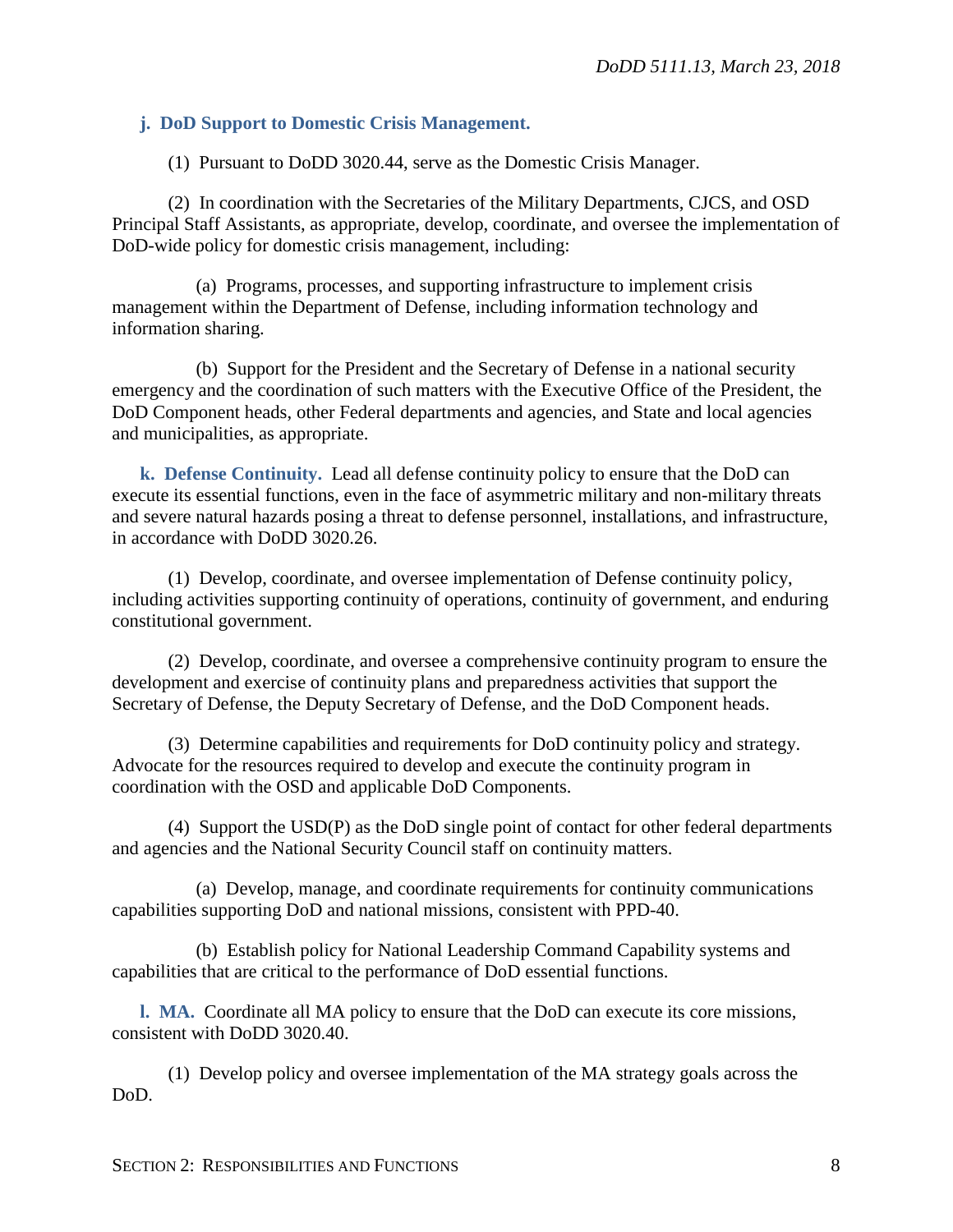**j. DoD Support to Domestic Crisis Management.**

(1) Pursuant to DoDD 3020.44, serve as the Domestic Crisis Manager.

(2) In coordination with the Secretaries of the Military Departments, CJCS, and OSD Principal Staff Assistants, as appropriate, develop, coordinate, and oversee the implementation of DoD-wide policy for domestic crisis management, including:

(a) Programs, processes, and supporting infrastructure to implement crisis management within the Department of Defense, including information technology and information sharing.

(b) Support for the President and the Secretary of Defense in a national security emergency and the coordination of such matters with the Executive Office of the President, the DoD Component heads, other Federal departments and agencies, and State and local agencies and municipalities, as appropriate.

**k. Defense Continuity.** Lead all defense continuity policy to ensure that the DoD can execute its essential functions, even in the face of asymmetric military and non-military threats and severe natural hazards posing a threat to defense personnel, installations, and infrastructure, in accordance with DoDD 3020.26.

(1) Develop, coordinate, and oversee implementation of Defense continuity policy, including activities supporting continuity of operations, continuity of government, and enduring constitutional government.

(2) Develop, coordinate, and oversee a comprehensive continuity program to ensure the development and exercise of continuity plans and preparedness activities that support the Secretary of Defense, the Deputy Secretary of Defense, and the DoD Component heads.

(3) Determine capabilities and requirements for DoD continuity policy and strategy. Advocate for the resources required to develop and execute the continuity program in coordination with the OSD and applicable DoD Components.

(4) Support the USD(P) as the DoD single point of contact for other federal departments and agencies and the National Security Council staff on continuity matters.

(a) Develop, manage, and coordinate requirements for continuity communications capabilities supporting DoD and national missions, consistent with PPD-40.

(b) Establish policy for National Leadership Command Capability systems and capabilities that are critical to the performance of DoD essential functions.

**l. MA.** Coordinate all MA policy to ensure that the DoD can execute its core missions, consistent with DoDD 3020.40.

(1) Develop policy and oversee implementation of the MA strategy goals across the DoD.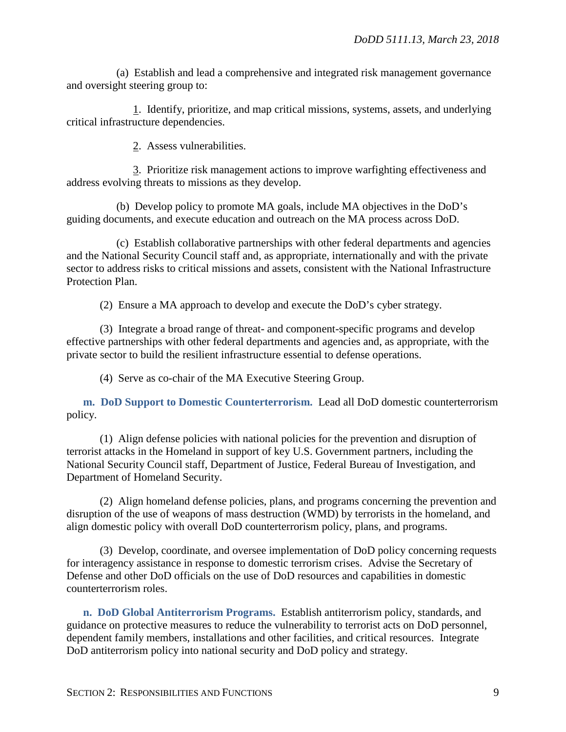(a) Establish and lead a comprehensive and integrated risk management governance and oversight steering group to:

1. Identify, prioritize, and map critical missions, systems, assets, and underlying critical infrastructure dependencies.

2. Assess vulnerabilities.

3. Prioritize risk management actions to improve warfighting effectiveness and address evolving threats to missions as they develop.

(b) Develop policy to promote MA goals, include MA objectives in the DoD's guiding documents, and execute education and outreach on the MA process across DoD.

(c) Establish collaborative partnerships with other federal departments and agencies and the National Security Council staff and, as appropriate, internationally and with the private sector to address risks to critical missions and assets, consistent with the National Infrastructure Protection Plan.

(2) Ensure a MA approach to develop and execute the DoD's cyber strategy.

(3) Integrate a broad range of threat- and component-specific programs and develop effective partnerships with other federal departments and agencies and, as appropriate, with the private sector to build the resilient infrastructure essential to defense operations.

(4) Serve as co-chair of the MA Executive Steering Group.

**m. DoD Support to Domestic Counterterrorism.** Lead all DoD domestic counterterrorism policy.

(1) Align defense policies with national policies for the prevention and disruption of terrorist attacks in the Homeland in support of key U.S. Government partners, including the National Security Council staff, Department of Justice, Federal Bureau of Investigation, and Department of Homeland Security.

(2) Align homeland defense policies, plans, and programs concerning the prevention and disruption of the use of weapons of mass destruction (WMD) by terrorists in the homeland, and align domestic policy with overall DoD counterterrorism policy, plans, and programs.

(3) Develop, coordinate, and oversee implementation of DoD policy concerning requests for interagency assistance in response to domestic terrorism crises. Advise the Secretary of Defense and other DoD officials on the use of DoD resources and capabilities in domestic counterterrorism roles.

**n. DoD Global Antiterrorism Programs.** Establish antiterrorism policy, standards, and guidance on protective measures to reduce the vulnerability to terrorist acts on DoD personnel, dependent family members, installations and other facilities, and critical resources. Integrate DoD antiterrorism policy into national security and DoD policy and strategy.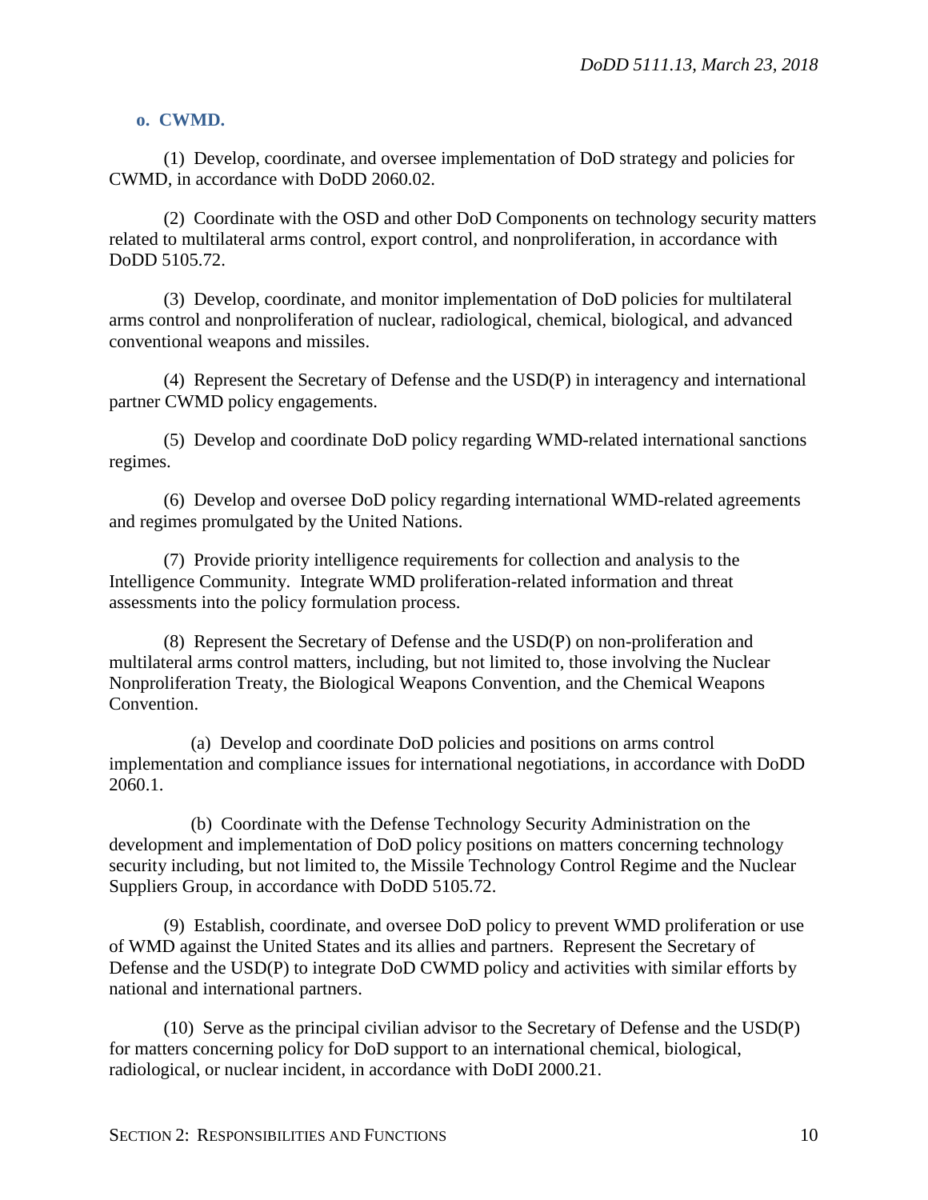**o. CWMD.**

(1) Develop, coordinate, and oversee implementation of DoD strategy and policies for CWMD, in accordance with DoDD 2060.02.

(2) Coordinate with the OSD and other DoD Components on technology security matters related to multilateral arms control, export control, and nonproliferation, in accordance with DoDD 5105.72.

(3) Develop, coordinate, and monitor implementation of DoD policies for multilateral arms control and nonproliferation of nuclear, radiological, chemical, biological, and advanced conventional weapons and missiles.

(4) Represent the Secretary of Defense and the USD(P) in interagency and international partner CWMD policy engagements.

(5) Develop and coordinate DoD policy regarding WMD-related international sanctions regimes.

(6) Develop and oversee DoD policy regarding international WMD-related agreements and regimes promulgated by the United Nations.

(7) Provide priority intelligence requirements for collection and analysis to the Intelligence Community. Integrate WMD proliferation-related information and threat assessments into the policy formulation process.

(8) Represent the Secretary of Defense and the USD(P) on non-proliferation and multilateral arms control matters, including, but not limited to, those involving the Nuclear Nonproliferation Treaty, the Biological Weapons Convention, and the Chemical Weapons Convention.

(a) Develop and coordinate DoD policies and positions on arms control implementation and compliance issues for international negotiations, in accordance with DoDD 2060.1.

(b) Coordinate with the Defense Technology Security Administration on the development and implementation of DoD policy positions on matters concerning technology security including, but not limited to, the Missile Technology Control Regime and the Nuclear Suppliers Group, in accordance with DoDD 5105.72.

(9) Establish, coordinate, and oversee DoD policy to prevent WMD proliferation or use of WMD against the United States and its allies and partners. Represent the Secretary of Defense and the USD(P) to integrate DoD CWMD policy and activities with similar efforts by national and international partners.

(10) Serve as the principal civilian advisor to the Secretary of Defense and the USD(P) for matters concerning policy for DoD support to an international chemical, biological, radiological, or nuclear incident, in accordance with DoDI 2000.21.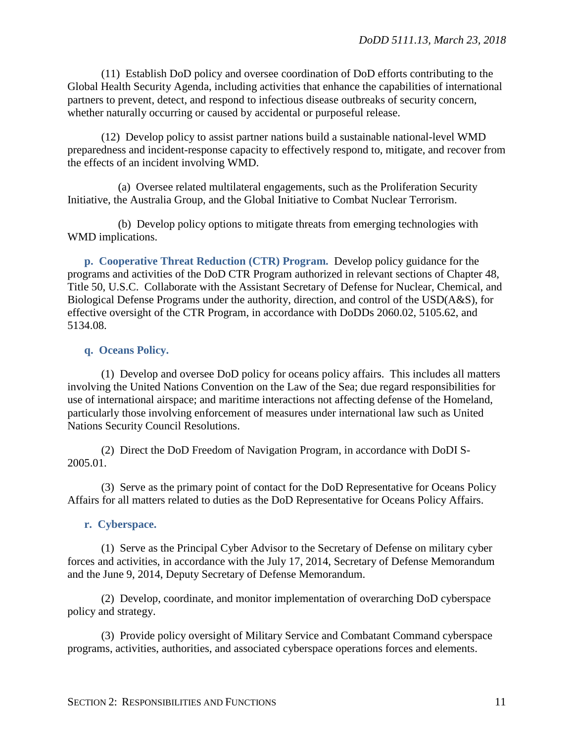(11) Establish DoD policy and oversee coordination of DoD efforts contributing to the Global Health Security Agenda, including activities that enhance the capabilities of international partners to prevent, detect, and respond to infectious disease outbreaks of security concern, whether naturally occurring or caused by accidental or purposeful release.

(12) Develop policy to assist partner nations build a sustainable national-level WMD preparedness and incident-response capacity to effectively respond to, mitigate, and recover from the effects of an incident involving WMD.

(a) Oversee related multilateral engagements, such as the Proliferation Security Initiative, the Australia Group, and the Global Initiative to Combat Nuclear Terrorism.

(b) Develop policy options to mitigate threats from emerging technologies with WMD implications.

**p. Cooperative Threat Reduction (CTR) Program.** Develop policy guidance for the programs and activities of the DoD CTR Program authorized in relevant sections of Chapter 48, Title 50, U.S.C. Collaborate with the Assistant Secretary of Defense for Nuclear, Chemical, and Biological Defense Programs under the authority, direction, and control of the USD(A&S), for effective oversight of the CTR Program, in accordance with DoDDs 2060.02, 5105.62, and 5134.08.

**q. Oceans Policy.**

(1) Develop and oversee DoD policy for oceans policy affairs. This includes all matters involving the United Nations Convention on the Law of the Sea; due regard responsibilities for use of international airspace; and maritime interactions not affecting defense of the Homeland, particularly those involving enforcement of measures under international law such as United Nations Security Council Resolutions.

(2) Direct the DoD Freedom of Navigation Program, in accordance with DoDI S-2005.01.

(3) Serve as the primary point of contact for the DoD Representative for Oceans Policy Affairs for all matters related to duties as the DoD Representative for Oceans Policy Affairs.

**r. Cyberspace.**

(1) Serve as the Principal Cyber Advisor to the Secretary of Defense on military cyber forces and activities, in accordance with the July 17, 2014, Secretary of Defense Memorandum and the June 9, 2014, Deputy Secretary of Defense Memorandum.

(2) Develop, coordinate, and monitor implementation of overarching DoD cyberspace policy and strategy.

(3) Provide policy oversight of Military Service and Combatant Command cyberspace programs, activities, authorities, and associated cyberspace operations forces and elements.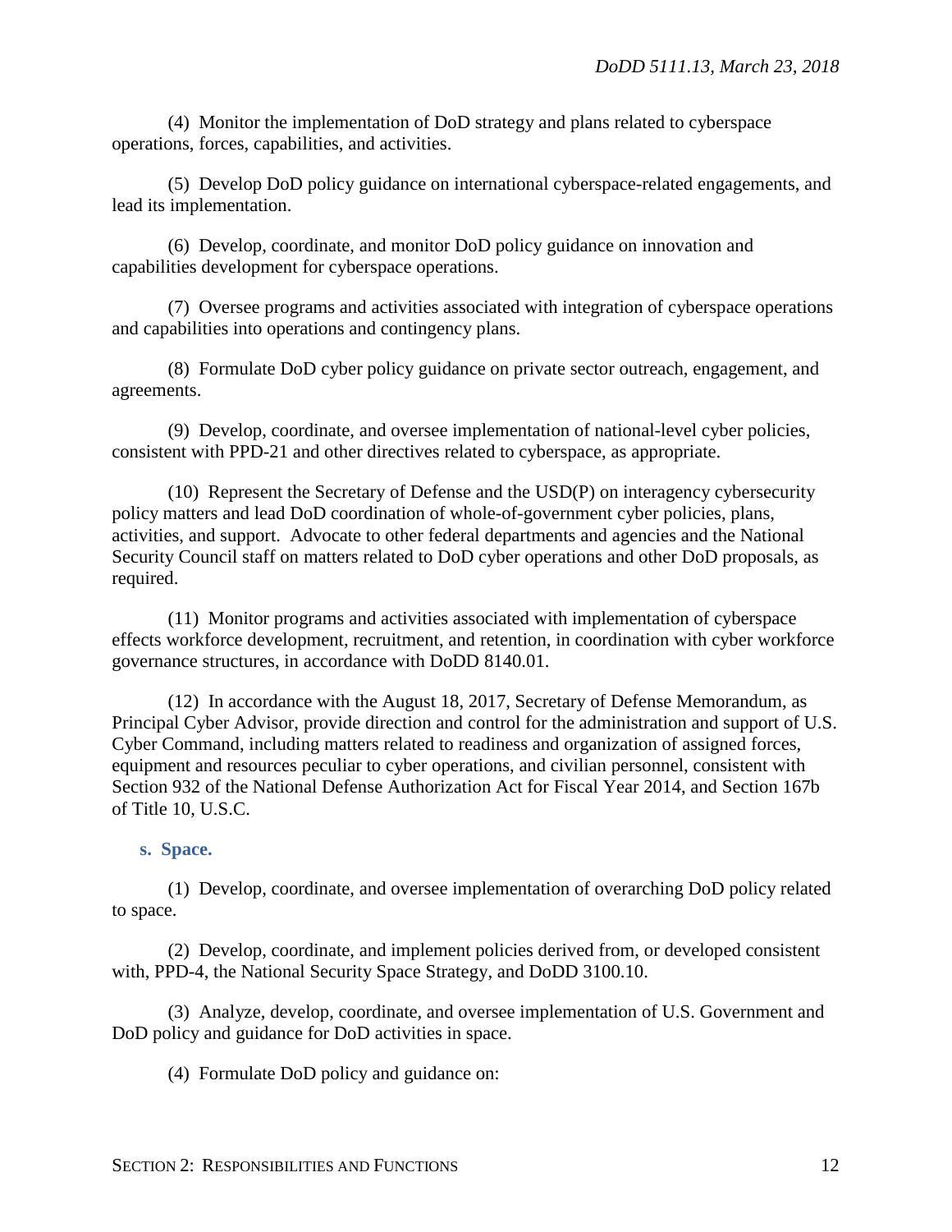(4) Monitor the implementation of DoD strategy and plans related to cyberspace operations, forces, capabilities, and activities.

(5) Develop DoD policy guidance on international cyberspace-related engagements, and lead its implementation.

(6) Develop, coordinate, and monitor DoD policy guidance on innovation and capabilities development for cyberspace operations.

(7) Oversee programs and activities associated with integration of cyberspace operations and capabilities into operations and contingency plans.

(8) Formulate DoD cyber policy guidance on private sector outreach, engagement, and agreements.

(9) Develop, coordinate, and oversee implementation of national-level cyber policies, consistent with PPD-21 and other directives related to cyberspace, as appropriate.

(10) Represent the Secretary of Defense and the USD(P) on interagency cybersecurity policy matters and lead DoD coordination of whole-of-government cyber policies, plans, activities, and support. Advocate to other federal departments and agencies and the National Security Council staff on matters related to DoD cyber operations and other DoD proposals, as required.

(11) Monitor programs and activities associated with implementation of cyberspace effects workforce development, recruitment, and retention, in coordination with cyber workforce governance structures, in accordance with DoDD 8140.01.

(12) In accordance with the August 18, 2017, Secretary of Defense Memorandum, as Principal Cyber Advisor, provide direction and control for the administration and support of U.S. Cyber Command, including matters related to readiness and organization of assigned forces, equipment and resources peculiar to cyber operations, and civilian personnel, consistent with Section 932 of the National Defense Authorization Act for Fiscal Year 2014, and Section 167b of Title 10, U.S.C.

**s. Space.**

(1) Develop, coordinate, and oversee implementation of overarching DoD policy related to space.

(2) Develop, coordinate, and implement policies derived from, or developed consistent with, PPD-4, the National Security Space Strategy, and DoDD 3100.10.

(3) Analyze, develop, coordinate, and oversee implementation of U.S. Government and DoD policy and guidance for DoD activities in space.

(4) Formulate DoD policy and guidance on: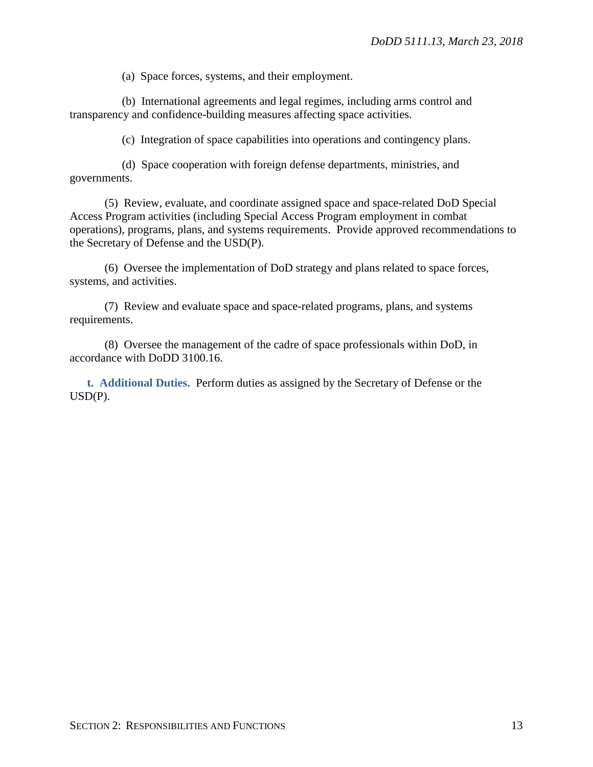(a) Space forces, systems, and their employment.

(b) International agreements and legal regimes, including arms control and transparency and confidence-building measures affecting space activities.

(c) Integration of space capabilities into operations and contingency plans.

(d) Space cooperation with foreign defense departments, ministries, and governments.

(5) Review, evaluate, and coordinate assigned space and space-related DoD Special Access Program activities (including Special Access Program employment in combat operations), programs, plans, and systems requirements. Provide approved recommendations to the Secretary of Defense and the USD(P).

(6) Oversee the implementation of DoD strategy and plans related to space forces, systems, and activities.

(7) Review and evaluate space and space-related programs, plans, and systems requirements.

(8) Oversee the management of the cadre of space professionals within DoD, in accordance with DoDD 3100.16.

**t. Additional Duties.** Perform duties as assigned by the Secretary of Defense or the USD(P).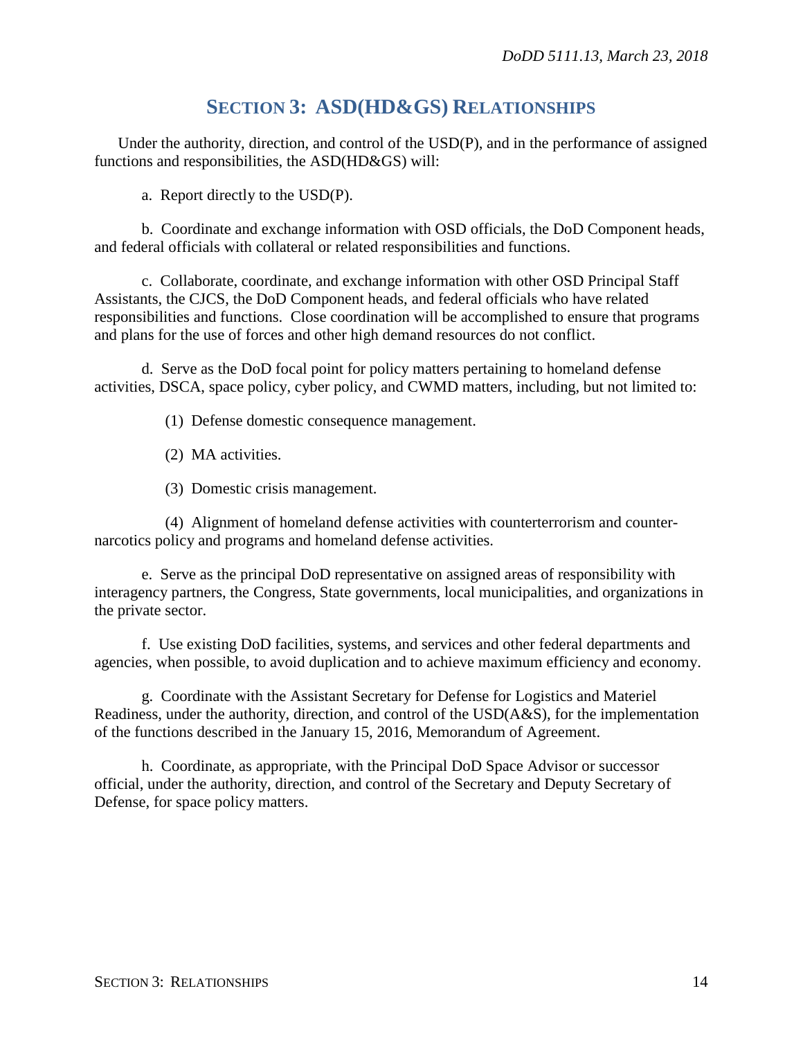## SECTION 3: ASD(HD&GS) RELATIONSHIPS

Under the authority, direction, and control of the USD(P), and in the performance of assigned functions and responsibilities, the ASD(HD&GS) will:

a. Report directly to the USD(P).

b. Coordinate and exchange information with OSD officials, the DoD Component heads, and federal officials with collateral or related responsibilities and functions.

c. Collaborate, coordinate, and exchange information with other OSD Principal Staff Assistants, the CJCS, the DoD Component heads, and federal officials who have related responsibilities and functions. Close coordination will be accomplished to ensure that programs and plans for the use of forces and other high demand resources do not conflict.

d. Serve as the DoD focal point for policy matters pertaining to homeland defense activities, DSCA, space policy, cyber policy, and CWMD matters, including, but not limited to:

(1) Defense domestic consequence management.

(2) MA activities.

(3) Domestic crisis management.

(4) Alignment of homeland defense activities with counterterrorism and counter-narcotics policy and programs and homeland defense activities.

e. Serve as the principal DoD representative on assigned areas of responsibility with interagency partners, the Congress, State governments, local municipalities, and organizations in the private sector.

f. Use existing DoD facilities, systems, and services and other federal departments and agencies, when possible, to avoid duplication and to achieve maximum efficiency and economy.

g. Coordinate with the Assistant Secretary for Defense for Logistics and Materiel Readiness, under the authority, direction, and control of the USD(A&S), for the implementation of the functions described in the January 15, 2016, Memorandum of Agreement.

h. Coordinate, as appropriate, with the Principal DoD Space Advisor or successor official, under the authority, direction, and control of the Secretary and Deputy Secretary of Defense, for space policy matters.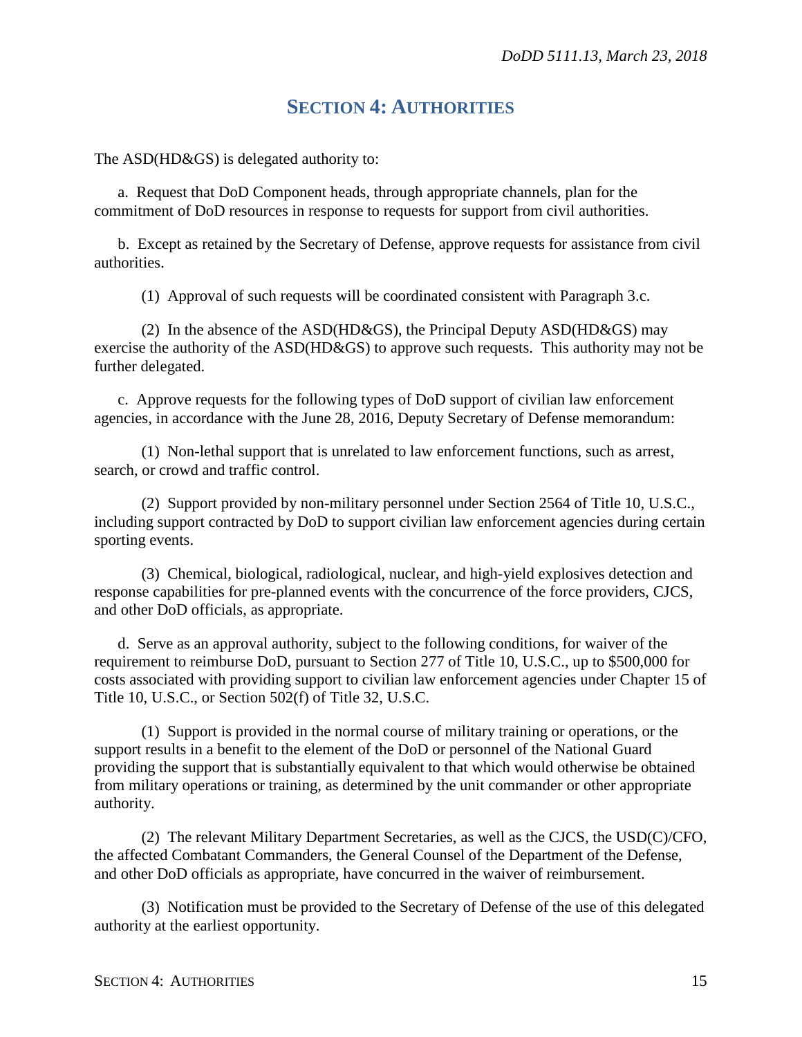# SECTION 4: AUTHORITIES

The ASD(HD&GS) is delegated authority to:

a. Request that DoD Component heads, through appropriate channels, plan for the commitment of DoD resources in response to requests for support from civil authorities.

b. Except as retained by the Secretary of Defense, approve requests for assistance from civil authorities.

(1) Approval of such requests will be coordinated consistent with Paragraph 3.c.

(2) In the absence of the ASD(HD&GS), the Principal Deputy ASD(HD&GS) may exercise the authority of the ASD(HD&GS) to approve such requests. This authority may not be further delegated.

c. Approve requests for the following types of DoD support of civilian law enforcement agencies, in accordance with the June 28, 2016, Deputy Secretary of Defense memorandum:

(1) Non-lethal support that is unrelated to law enforcement functions, such as arrest, search, or crowd and traffic control.

(2) Support provided by non-military personnel under Section 2564 of Title 10, U.S.C., including support contracted by DoD to support civilian law enforcement agencies during certain sporting events.

(3) Chemical, biological, radiological, nuclear, and high-yield explosives detection and response capabilities for pre-planned events with the concurrence of the force providers, CJCS, and other DoD officials, as appropriate.

d. Serve as an approval authority, subject to the following conditions, for waiver of the requirement to reimburse DoD, pursuant to Section 277 of Title 10, U.S.C., up to $500,000 for costs associated with providing support to civilian law enforcement agencies under Chapter 15 of Title 10, U.S.C., or Section 502(f) of Title 32, U.S.C.

(1) Support is provided in the normal course of military training or operations, or the support results in a benefit to the element of the DoD or personnel of the National Guard providing the support that is substantially equivalent to that which would otherwise be obtained from military operations or training, as determined by the unit commander or other appropriate authority.

(2) The relevant Military Department Secretaries, as well as the CJCS, the USD(C)/CFO, the affected Combatant Commanders, the General Counsel of the Department of the Defense, and other DoD officials as appropriate, have concurred in the waiver of reimbursement.

(3) Notification must be provided to the Secretary of Defense of the use of this delegated authority at the earliest opportunity.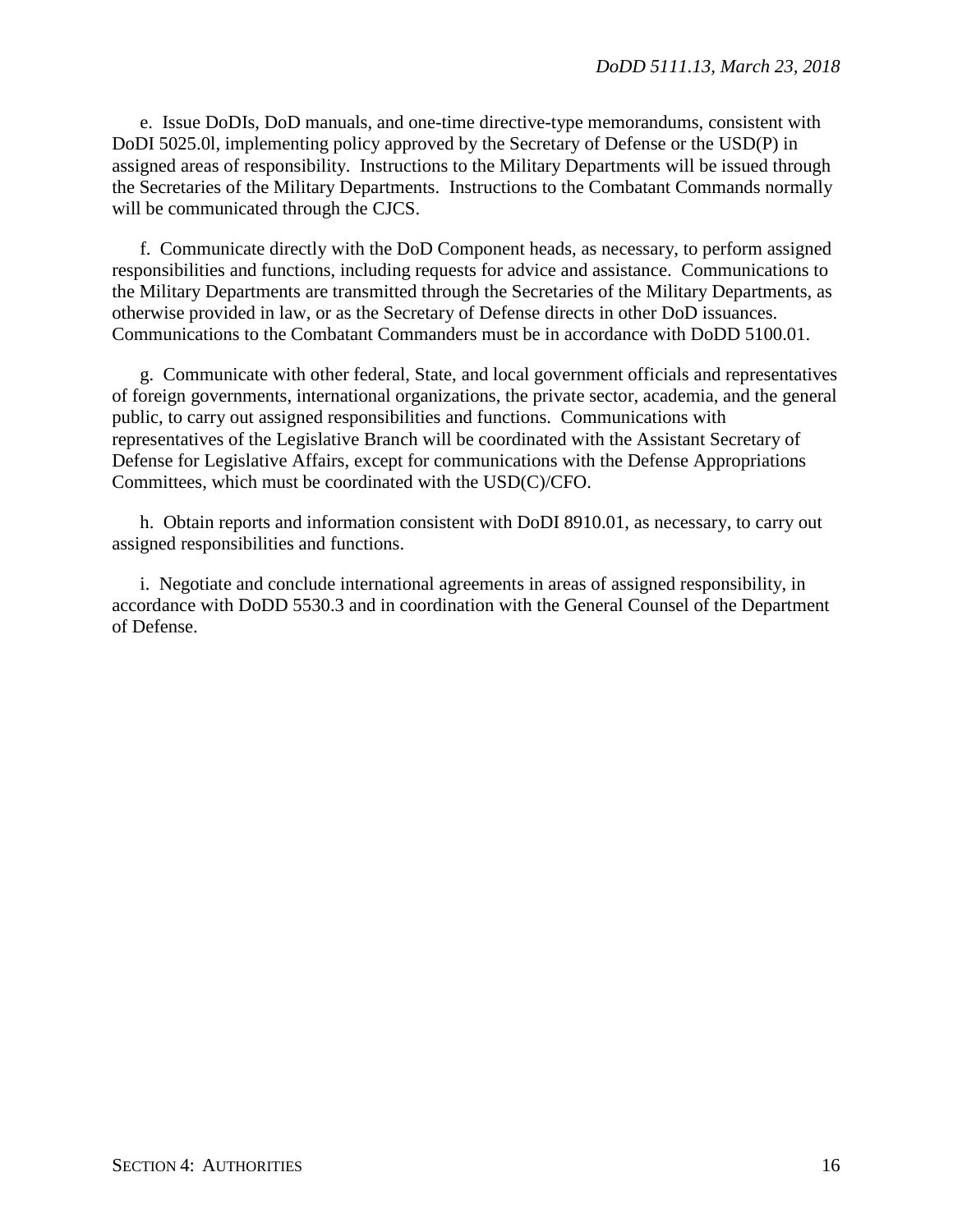e. Issue DoDIs, DoD manuals, and one-time directive-type memorandums, consistent with DoDI 5025.0l, implementing policy approved by the Secretary of Defense or the USD(P) in assigned areas of responsibility. Instructions to the Military Departments will be issued through the Secretaries of the Military Departments. Instructions to the Combatant Commands normally will be communicated through the CJCS.

f. Communicate directly with the DoD Component heads, as necessary, to perform assigned responsibilities and functions, including requests for advice and assistance. Communications to the Military Departments are transmitted through the Secretaries of the Military Departments, as otherwise provided in law, or as the Secretary of Defense directs in other DoD issuances. Communications to the Combatant Commanders must be in accordance with DoDD 5100.01.

g. Communicate with other federal, State, and local government officials and representatives of foreign governments, international organizations, the private sector, academia, and the general public, to carry out assigned responsibilities and functions. Communications with representatives of the Legislative Branch will be coordinated with the Assistant Secretary of Defense for Legislative Affairs, except for communications with the Defense Appropriations Committees, which must be coordinated with the USD(C)/CFO.

h. Obtain reports and information consistent with DoDI 8910.01, as necessary, to carry out assigned responsibilities and functions.

i. Negotiate and conclude international agreements in areas of assigned responsibility, in accordance with DoDD 5530.3 and in coordination with the General Counsel of the Department of Defense.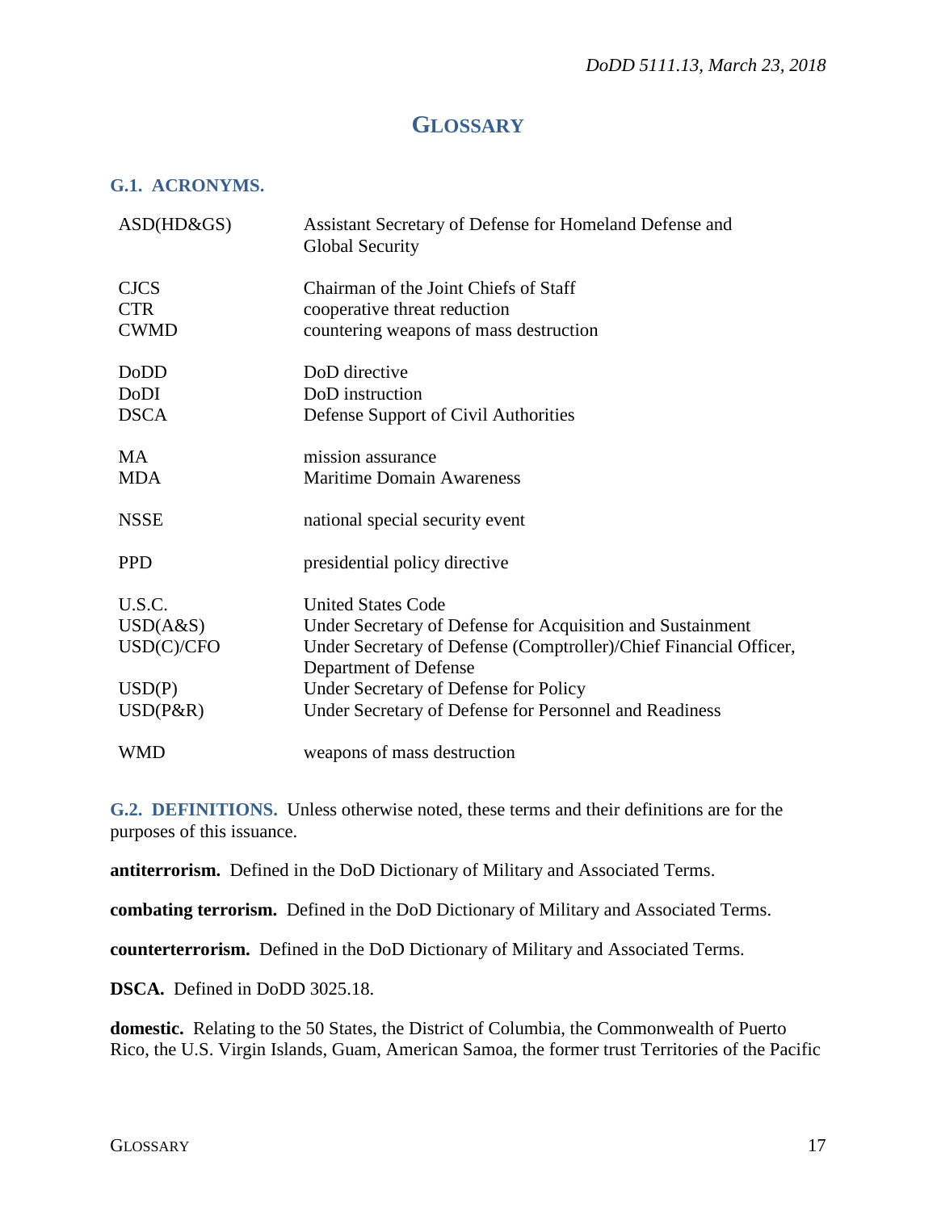# GLOSSARY

## G.1. ACRONYMS.

| | |
|---|---|
| ASD(HD&GS) | Assistant Secretary of Defense for Homeland Defense and Global Security |
| CJCS | Chairman of the Joint Chiefs of Staff |
| CTR | cooperative threat reduction |
| CWMD | countering weapons of mass destruction |
| DoDD | DoD directive |
| DoDI | DoD instruction |
| DSCA | Defense Support of Civil Authorities |
| MA | mission assurance |
| MDA | Maritime Domain Awareness |
| NSSE | national special security event |
| PPD | presidential policy directive |
| U.S.C. | United States Code |
| USD(A&S) | Under Secretary of Defense for Acquisition and Sustainment |
| USD(C)/CFO | Under Secretary of Defense (Comptroller)/Chief Financial Officer, Department of Defense |
| USD(P) | Under Secretary of Defense for Policy |
| USD(P&R) | Under Secretary of Defense for Personnel and Readiness |
| WMD | weapons of mass destruction |

## G.2. DEFINITIONS.

Unless otherwise noted, these terms and their definitions are for the purposes of this issuance.

**antiterrorism.** Defined in the DoD Dictionary of Military and Associated Terms.

**combating terrorism.** Defined in the DoD Dictionary of Military and Associated Terms.

**counterterrorism.** Defined in the DoD Dictionary of Military and Associated Terms.

**DSCA.** Defined in DoDD 3025.18.

**domestic.** Relating to the 50 States, the District of Columbia, the Commonwealth of Puerto Rico, the U.S. Virgin Islands, Guam, American Samoa, the former trust Territories of the Pacific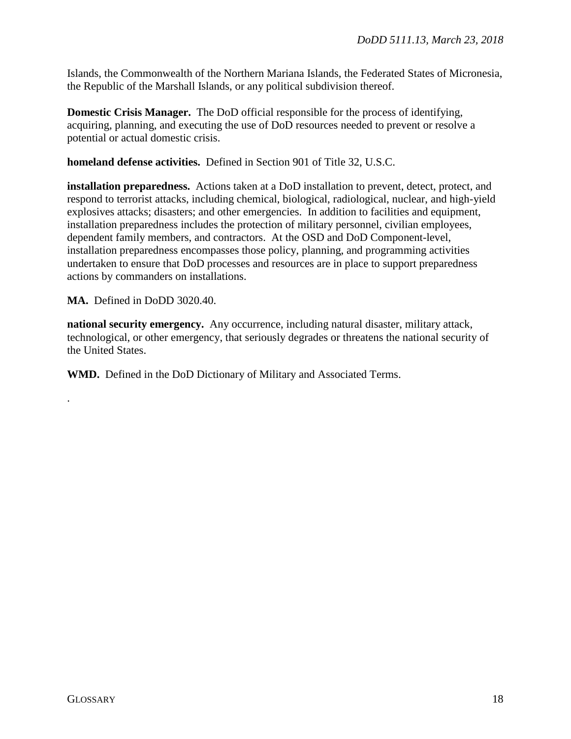Islands, the Commonwealth of the Northern Mariana Islands, the Federated States of Micronesia, the Republic of the Marshall Islands, or any political subdivision thereof.

**Domestic Crisis Manager.** The DoD official responsible for the process of identifying, acquiring, planning, and executing the use of DoD resources needed to prevent or resolve a potential or actual domestic crisis.

**homeland defense activities.** Defined in Section 901 of Title 32, U.S.C.

**installation preparedness.** Actions taken at a DoD installation to prevent, detect, protect, and respond to terrorist attacks, including chemical, biological, radiological, nuclear, and high-yield explosives attacks; disasters; and other emergencies. In addition to facilities and equipment, installation preparedness includes the protection of military personnel, civilian employees, dependent family members, and contractors. At the OSD and DoD Component-level, installation preparedness encompasses those policy, planning, and programming activities undertaken to ensure that DoD processes and resources are in place to support preparedness actions by commanders on installations.

**MA.** Defined in DoDD 3020.40.

**national security emergency.** Any occurrence, including natural disaster, military attack, technological, or other emergency, that seriously degrades or threatens the national security of the United States.

**WMD.** Defined in the DoD Dictionary of Military and Associated Terms.

.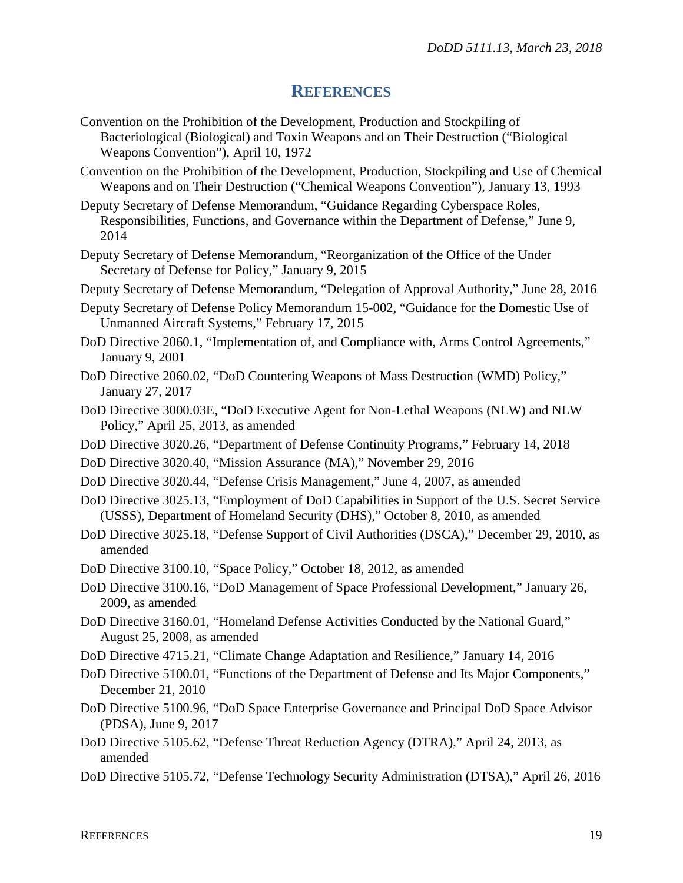## REFERENCES

Convention on the Prohibition of the Development, Production and Stockpiling of Bacteriological (Biological) and Toxin Weapons and on Their Destruction ("Biological Weapons Convention"), April 10, 1972

Convention on the Prohibition of the Development, Production, Stockpiling and Use of Chemical Weapons and on Their Destruction ("Chemical Weapons Convention"), January 13, 1993

Deputy Secretary of Defense Memorandum, "Guidance Regarding Cyberspace Roles, Responsibilities, Functions, and Governance within the Department of Defense," June 9, 2014

Deputy Secretary of Defense Memorandum, "Reorganization of the Office of the Under Secretary of Defense for Policy," January 9, 2015

Deputy Secretary of Defense Memorandum, "Delegation of Approval Authority," June 28, 2016

Deputy Secretary of Defense Policy Memorandum 15-002, "Guidance for the Domestic Use of Unmanned Aircraft Systems," February 17, 2015

DoD Directive 2060.1, "Implementation of, and Compliance with, Arms Control Agreements," January 9, 2001

DoD Directive 2060.02, "DoD Countering Weapons of Mass Destruction (WMD) Policy," January 27, 2017

DoD Directive 3000.03E, "DoD Executive Agent for Non-Lethal Weapons (NLW) and NLW Policy," April 25, 2013, as amended

DoD Directive 3020.26, "Department of Defense Continuity Programs," February 14, 2018

DoD Directive 3020.40, "Mission Assurance (MA)," November 29, 2016

DoD Directive 3020.44, "Defense Crisis Management," June 4, 2007, as amended

DoD Directive 3025.13, "Employment of DoD Capabilities in Support of the U.S. Secret Service (USSS), Department of Homeland Security (DHS)," October 8, 2010, as amended

DoD Directive 3025.18, "Defense Support of Civil Authorities (DSCA)," December 29, 2010, as amended

DoD Directive 3100.10, "Space Policy," October 18, 2012, as amended

DoD Directive 3100.16, "DoD Management of Space Professional Development," January 26, 2009, as amended

DoD Directive 3160.01, "Homeland Defense Activities Conducted by the National Guard," August 25, 2008, as amended

DoD Directive 4715.21, "Climate Change Adaptation and Resilience," January 14, 2016

DoD Directive 5100.01, "Functions of the Department of Defense and Its Major Components," December 21, 2010

DoD Directive 5100.96, "DoD Space Enterprise Governance and Principal DoD Space Advisor (PDSA), June 9, 2017

DoD Directive 5105.62, "Defense Threat Reduction Agency (DTRA)," April 24, 2013, as amended

DoD Directive 5105.72, "Defense Technology Security Administration (DTSA)," April 26, 2016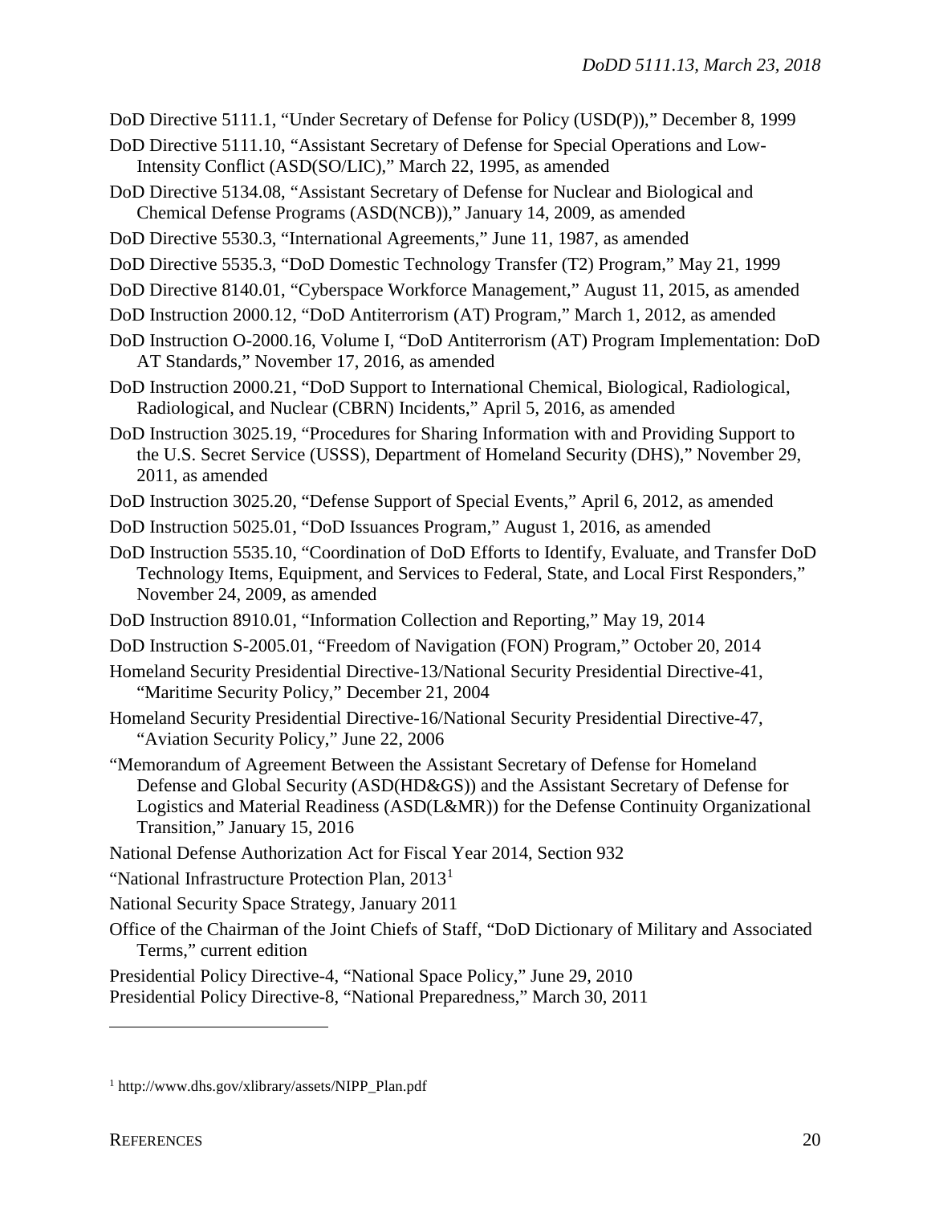DoD Directive 5111.1, "Under Secretary of Defense for Policy (USD(P))," December 8, 1999

DoD Directive 5111.10, "Assistant Secretary of Defense for Special Operations and Low-Intensity Conflict (ASD(SO/LIC)," March 22, 1995, as amended

DoD Directive 5134.08, "Assistant Secretary of Defense for Nuclear and Biological and Chemical Defense Programs (ASD(NCB))," January 14, 2009, as amended

DoD Directive 5530.3, "International Agreements," June 11, 1987, as amended

DoD Directive 5535.3, "DoD Domestic Technology Transfer (T2) Program," May 21, 1999

DoD Directive 8140.01, "Cyberspace Workforce Management," August 11, 2015, as amended

DoD Instruction 2000.12, "DoD Antiterrorism (AT) Program," March 1, 2012, as amended

DoD Instruction O-2000.16, Volume I, "DoD Antiterrorism (AT) Program Implementation: DoD AT Standards," November 17, 2016, as amended

DoD Instruction 2000.21, "DoD Support to International Chemical, Biological, Radiological, Radiological, and Nuclear (CBRN) Incidents," April 5, 2016, as amended

DoD Instruction 3025.19, "Procedures for Sharing Information with and Providing Support to the U.S. Secret Service (USSS), Department of Homeland Security (DHS)," November 29, 2011, as amended

DoD Instruction 3025.20, "Defense Support of Special Events," April 6, 2012, as amended

DoD Instruction 5025.01, "DoD Issuances Program," August 1, 2016, as amended

DoD Instruction 5535.10, "Coordination of DoD Efforts to Identify, Evaluate, and Transfer DoD Technology Items, Equipment, and Services to Federal, State, and Local First Responders," November 24, 2009, as amended

DoD Instruction 8910.01, "Information Collection and Reporting," May 19, 2014

DoD Instruction S-2005.01, "Freedom of Navigation (FON) Program," October 20, 2014

Homeland Security Presidential Directive-13/National Security Presidential Directive-41, "Maritime Security Policy," December 21, 2004

Homeland Security Presidential Directive-16/National Security Presidential Directive-47, "Aviation Security Policy," June 22, 2006

"Memorandum of Agreement Between the Assistant Secretary of Defense for Homeland Defense and Global Security (ASD(HD&GS)) and the Assistant Secretary of Defense for Logistics and Material Readiness (ASD(L&MR)) for the Defense Continuity Organizational Transition," January 15, 2016

National Defense Authorization Act for Fiscal Year 2014, Section 932

"National Infrastructure Protection Plan, 2013[1]

National Security Space Strategy, January 2011

Office of the Chairman of the Joint Chiefs of Staff, "DoD Dictionary of Military and Associated Terms," current edition

Presidential Policy Directive-4, "National Space Policy," June 29, 2010

Presidential Policy Directive-8, "National Preparedness," March 30, 2011

---

[1] http://www.dhs.gov/xlibrary/assets/NIPP_Plan.pdf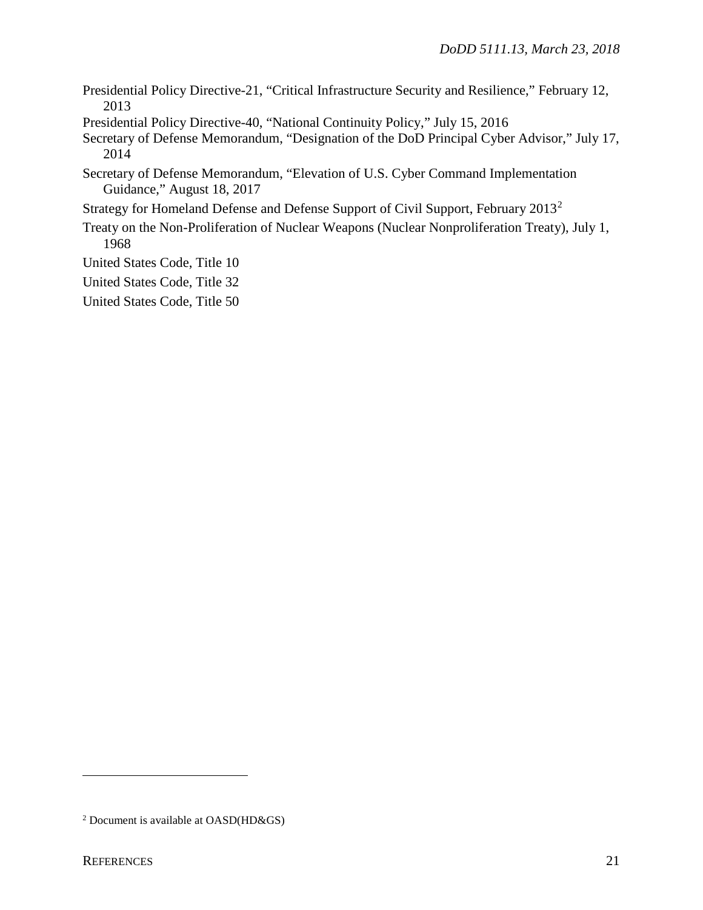Presidential Policy Directive-21, "Critical Infrastructure Security and Resilience," February 12, 2013

Presidential Policy Directive-40, "National Continuity Policy," July 15, 2016

Secretary of Defense Memorandum, "Designation of the DoD Principal Cyber Advisor," July 17, 2014

Secretary of Defense Memorandum, "Elevation of U.S. Cyber Command Implementation Guidance," August 18, 2017

Strategy for Homeland Defense and Defense Support of Civil Support, February 2013[2]

Treaty on the Non-Proliferation of Nuclear Weapons (Nuclear Nonproliferation Treaty), July 1, 1968

United States Code, Title 10

United States Code, Title 32

United States Code, Title 50

[2] Document is available at OASD(HD&GS)